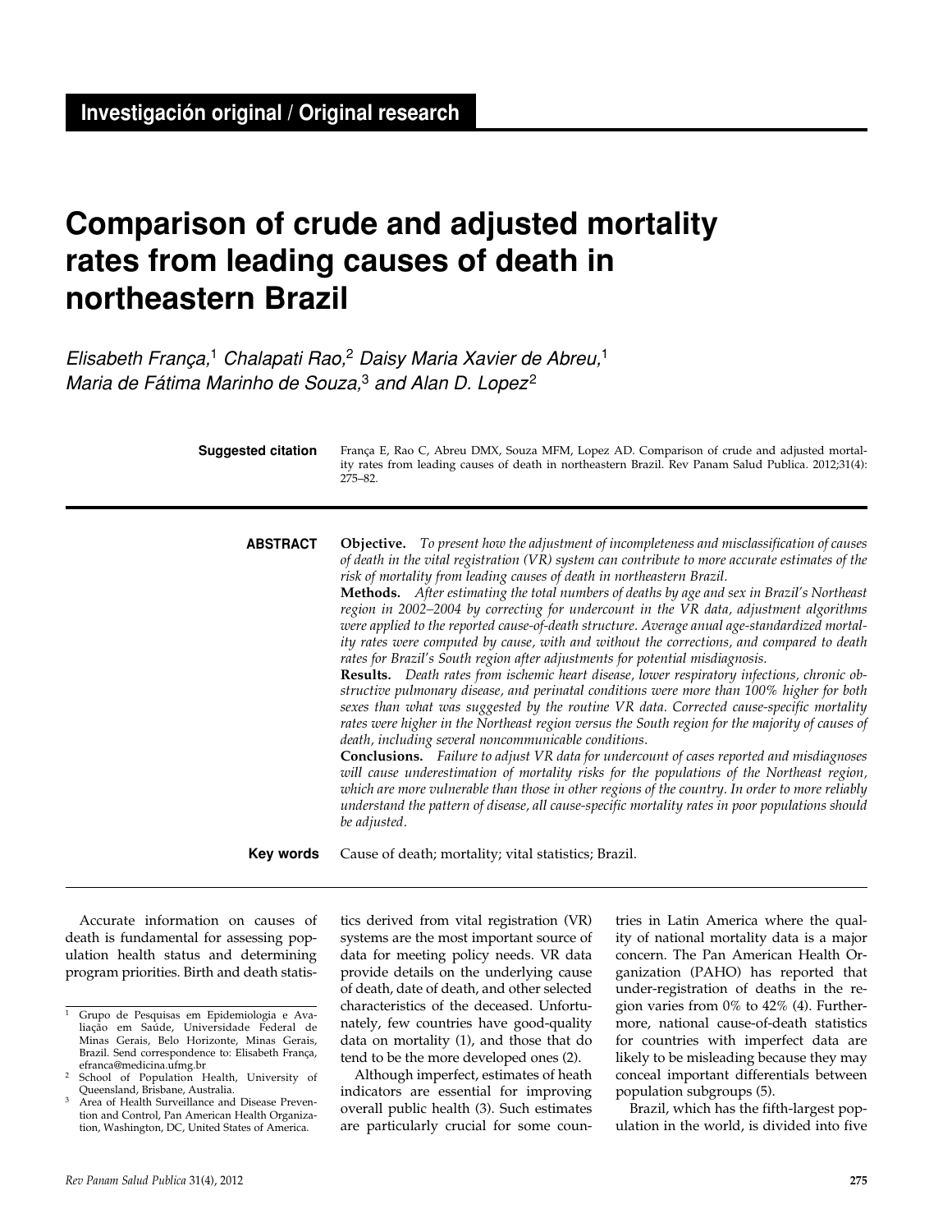**Investigación original / Original research**

# Comparison of crude and adjusted mortality rates from leading causes of death in northeastern Brazil

*Elisabeth França,[1] Chalapati Rao,[2] Daisy Maria Xavier de Abreu,[1] Maria de Fátima Marinho de Souza,[3] and Alan D. Lopez[2]*

**Suggested citation** França E, Rao C, Abreu DMX, Souza MFM, Lopez AD. Comparison of crude and adjusted mortality rates from leading causes of death in northeastern Brazil. Rev Panam Salud Publica. 2012;31(4): 275–82.

**ABSTRACT**

**Objective.** *To present how the adjustment of incompleteness and misclassification of causes of death in the vital registration (VR) system can contribute to more accurate estimates of the risk of mortality from leading causes of death in northeastern Brazil.*

**Methods.** *After estimating the total numbers of deaths by age and sex in Brazil's Northeast region in 2002–2004 by correcting for undercount in the VR data, adjustment algorithms were applied to the reported cause-of-death structure. Average anual age-standardized mortality rates were computed by cause, with and without the corrections, and compared to death rates for Brazil's South region after adjustments for potential misdiagnosis.*

**Results.** *Death rates from ischemic heart disease, lower respiratory infections, chronic obstructive pulmonary disease, and perinatal conditions were more than 100% higher for both sexes than what was suggested by the routine VR data. Corrected cause-specific mortality rates were higher in the Northeast region versus the South region for the majority of causes of death, including several noncommunicable conditions.*

**Conclusions.** *Failure to adjust VR data for undercount of cases reported and misdiagnoses will cause underestimation of mortality risks for the populations of the Northeast region, which are more vulnerable than those in other regions of the country. In order to more reliably understand the pattern of disease, all cause-specific mortality rates in poor populations should be adjusted.*

**Key words** Cause of death; mortality; vital statistics; Brazil.

---

Accurate information on causes of death is fundamental for assessing population health status and determining program priorities. Birth and death statistics derived from vital registration (VR) systems are the most important source of data for meeting policy needs. VR data provide details on the underlying cause of death, date of death, and other selected characteristics of the deceased. Unfortunately, few countries have good-quality data on mortality (1), and those that do tend to be the more developed ones (2).

Although imperfect, estimates of heath indicators are essential for improving overall public health (3). Such estimates are particularly crucial for some countries in Latin America where the quality of national mortality data is a major concern. The Pan American Health Organization (PAHO) has reported that under-registration of deaths in the region varies from 0% to 42% (4). Furthermore, national cause-of-death statistics for countries with imperfect data are likely to be misleading because they may conceal important differentials between population subgroups (5).

Brazil, which has the fifth-largest population in the world, is divided into five

---

[1] Grupo de Pesquisas em Epidemiologia e Avaliação em Saúde, Universidade Federal de Minas Gerais, Belo Horizonte, Minas Gerais, Brazil. Send correspondence to: Elisabeth França, efranca@medicina.ufmg.br

[2] School of Population Health, University of Queensland, Brisbane, Australia.

[3] Area of Health Surveillance and Disease Prevention and Control, Pan American Health Organization, Washington, DC, United States of America.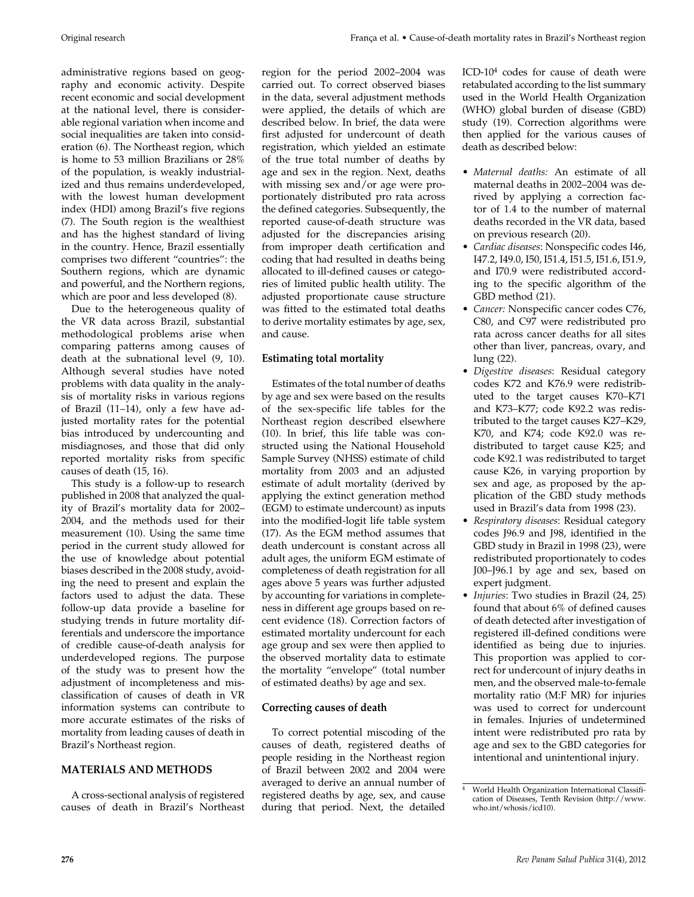administrative regions based on geography and economic activity. Despite recent economic and social development at the national level, there is considerable regional variation when income and social inequalities are taken into consideration (6). The Northeast region, which is home to 53 million Brazilians or 28% of the population, is weakly industrialized and thus remains underdeveloped, with the lowest human development index (HDI) among Brazil's five regions (7). The South region is the wealthiest and has the highest standard of living in the country. Hence, Brazil essentially comprises two different "countries": the Southern regions, which are dynamic and powerful, and the Northern regions, which are poor and less developed (8).

Due to the heterogeneous quality of the VR data across Brazil, substantial methodological problems arise when comparing patterns among causes of death at the subnational level (9, 10). Although several studies have noted problems with data quality in the analysis of mortality risks in various regions of Brazil (11–14), only a few have adjusted mortality rates for the potential bias introduced by undercounting and misdiagnoses, and those that did only reported mortality risks from specific causes of death (15, 16).

This study is a follow-up to research published in 2008 that analyzed the quality of Brazil's mortality data for 2002–2004, and the methods used for their measurement (10). Using the same time period in the current study allowed for the use of knowledge about potential biases described in the 2008 study, avoiding the need to present and explain the factors used to adjust the data. These follow-up data provide a baseline for studying trends in future mortality differentials and underscore the importance of credible cause-of-death analysis for underdeveloped regions. The purpose of the study was to present how the adjustment of incompleteness and misclassification of causes of death in VR information systems can contribute to more accurate estimates of the risks of mortality from leading causes of death in Brazil's Northeast region.

## MATERIALS AND METHODS

A cross-sectional analysis of registered causes of death in Brazil's Northeast region for the period 2002–2004 was carried out. To correct observed biases in the data, several adjustment methods were applied, the details of which are described below. In brief, the data were first adjusted for undercount of death registration, which yielded an estimate of the true total number of deaths by age and sex in the region. Next, deaths with missing sex and/or age were proportionately distributed pro rata across the defined categories. Subsequently, the reported cause-of-death structure was adjusted for the discrepancies arising from improper death certification and coding that had resulted in deaths being allocated to ill-defined causes or categories of limited public health utility. The adjusted proportionate cause structure was fitted to the estimated total deaths to derive mortality estimates by age, sex, and cause.

### Estimating total mortality

Estimates of the total number of deaths by age and sex were based on the results of the sex-specific life tables for the Northeast region described elsewhere (10). In brief, this life table was constructed using the National Household Sample Survey (NHSS) estimate of child mortality from 2003 and an adjusted estimate of adult mortality (derived by applying the extinct generation method (EGM) to estimate undercount) as inputs into the modified-logit life table system (17). As the EGM method assumes that death undercount is constant across all adult ages, the uniform EGM estimate of completeness of death registration for all ages above 5 years was further adjusted by accounting for variations in completeness in different age groups based on recent evidence (18). Correction factors of estimated mortality undercount for each age group and sex were then applied to the observed mortality data to estimate the mortality "envelope" (total number of estimated deaths) by age and sex.

### Correcting causes of death

To correct potential miscoding of the causes of death, registered deaths of people residing in the Northeast region of Brazil between 2002 and 2004 were averaged to derive an annual number of registered deaths by age, sex, and cause during that period. Next, the detailed ICD-10[4] codes for cause of death were retabulated according to the list summary used in the World Health Organization (WHO) global burden of disease (GBD) study (19). Correction algorithms were then applied for the various causes of death as described below:

- *Maternal deaths:* An estimate of all maternal deaths in 2002–2004 was derived by applying a correction factor of 1.4 to the number of maternal deaths recorded in the VR data, based on previous research (20).
- *Cardiac diseases*: Nonspecific codes I46, I47.2, I49.0, I50, I51.4, I51.5, I51.6, I51.9, and I70.9 were redistributed according to the specific algorithm of the GBD method (21).
- *Cancer:* Nonspecific cancer codes C76, C80, and C97 were redistributed pro rata across cancer deaths for all sites other than liver, pancreas, ovary, and lung (22).
- *Digestive diseases*: Residual category codes K72 and K76.9 were redistributed to the target causes K70–K71 and K73–K77; code K92.2 was redistributed to the target causes K27–K29, K70, and K74; code K92.0 was redistributed to target cause K25; and code K92.1 was redistributed to target cause K26, in varying proportion by sex and age, as proposed by the application of the GBD study methods used in Brazil's data from 1998 (23).
- *Respiratory diseases*: Residual category codes J96.9 and J98, identified in the GBD study in Brazil in 1998 (23), were redistributed proportionately to codes J00–J96.1 by age and sex, based on expert judgment.
- *Injuries*: Two studies in Brazil (24, 25) found that about 6% of defined causes of death detected after investigation of registered ill-defined conditions were identified as being due to injuries. This proportion was applied to correct for undercount of injury deaths in men, and the observed male-to-female mortality ratio (M:F MR) for injuries was used to correct for undercount in females. Injuries of undetermined intent were redistributed pro rata by age and sex to the GBD categories for intentional and unintentional injury.

[4] World Health Organization International Classification of Diseases, Tenth Revision (http://www.who.int/whosis/icd10).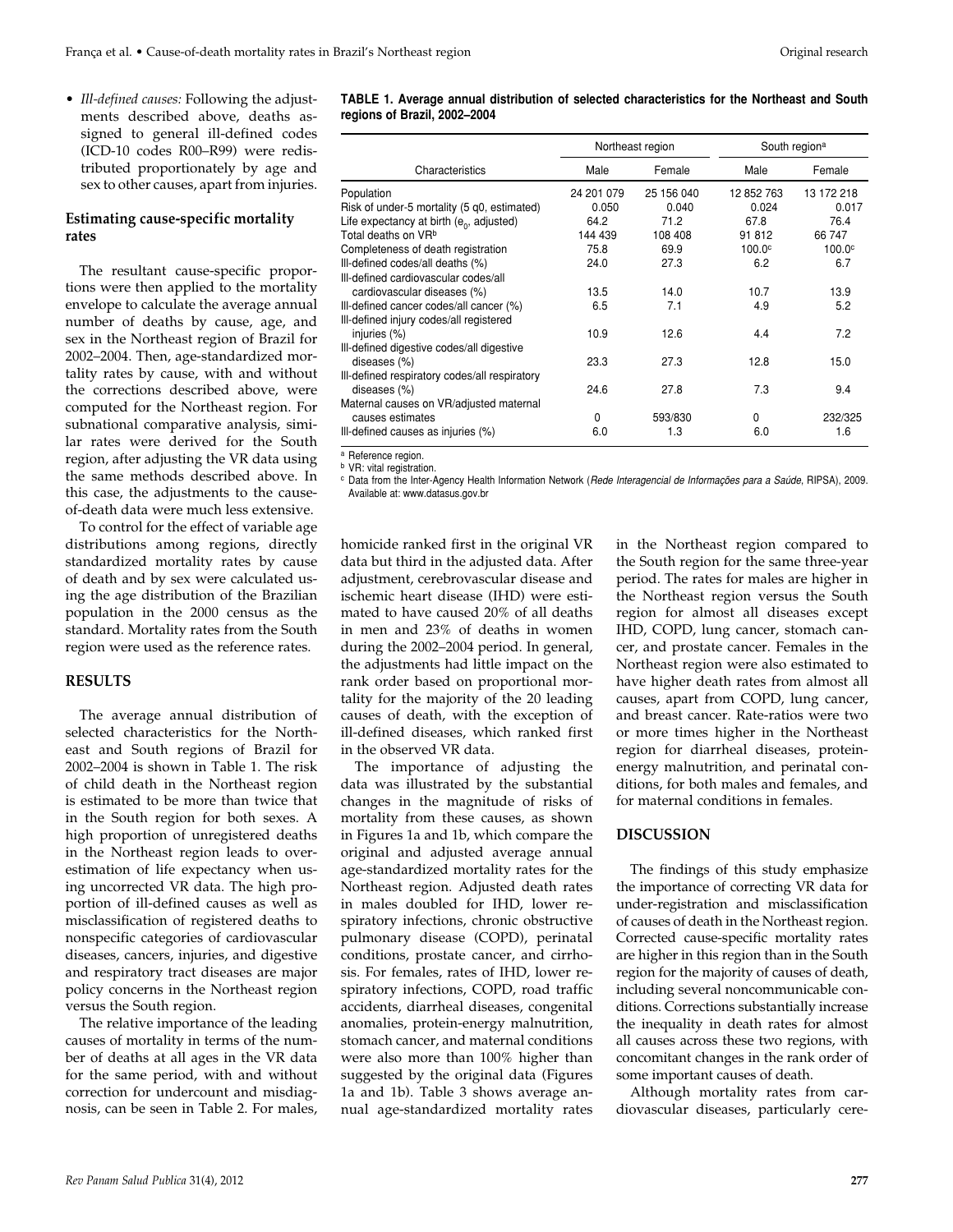- *Ill-defined causes:* Following the adjustments described above, deaths assigned to general ill-defined codes (ICD-10 codes R00–R99) were redistributed proportionately by age and sex to other causes, apart from injuries.

### Estimating cause-specific mortality rates

The resultant cause-specific proportions were then applied to the mortality envelope to calculate the average annual number of deaths by cause, age, and sex in the Northeast region of Brazil for 2002–2004. Then, age-standardized mortality rates by cause, with and without the corrections described above, were computed for the Northeast region. For subnational comparative analysis, similar rates were derived for the South region, after adjusting the VR data using the same methods described above. In this case, the adjustments to the cause-of-death data were much less extensive.

To control for the effect of variable age distributions among regions, directly standardized mortality rates by cause of death and by sex were calculated using the age distribution of the Brazilian population in the 2000 census as the standard. Mortality rates from the South region were used as the reference rates.

## RESULTS

The average annual distribution of selected characteristics for the Northeast and South regions of Brazil for 2002–2004 is shown in Table 1. The risk of child death in the Northeast region is estimated to be more than twice that in the South region for both sexes. A high proportion of unregistered deaths in the Northeast region leads to overestimation of life expectancy when using uncorrected VR data. The high proportion of ill-defined causes as well as misclassification of registered deaths to nonspecific categories of cardiovascular diseases, cancers, injuries, and digestive and respiratory tract diseases are major policy concerns in the Northeast region versus the South region.

**TABLE 1. Average annual distribution of selected characteristics for the Northeast and South regions of Brazil, 2002–2004**

| Characteristics | Northeast region | | South region[a] | |
|---|---|---|---|---|
| | Male | Female | Male | Female |
| Population | 24 201 079 | 25 156 040 | 12 852 763 | 13 172 218 |
| Risk of under-5 mortality (5 q0, estimated) | 0.050 | 0.040 | 0.024 | 0.017 |
| Life expectancy at birth ($e_0$, adjusted) | 64.2 | 71.2 | 67.8 | 76.4 |
| Total deaths on VR[b] | 144 439 | 108 408 | 91 812 | 66 747 |
| Completeness of death registration | 75.8 | 69.9 | 100.0[c] | 100.0[c] |
| Ill-defined codes/all deaths (%) | 24.0 | 27.3 | 6.2 | 6.7 |
| Ill-defined cardiovascular codes/all cardiovascular diseases (%) | 13.5 | 14.0 | 10.7 | 13.9 |
| Ill-defined cancer codes/all cancer (%) | 6.5 | 7.1 | 4.9 | 5.2 |
| Ill-defined injury codes/all registered injuries (%) | 10.9 | 12.6 | 4.4 | 7.2 |
| Ill-defined digestive codes/all digestive diseases (%) | 23.3 | 27.3 | 12.8 | 15.0 |
| Ill-defined respiratory codes/all respiratory diseases (%) | 24.6 | 27.8 | 7.3 | 9.4 |
| Maternal causes on VR/adjusted maternal causes estimates | 0 | 593/830 | 0 | 232/325 |
| Ill-defined causes as injuries (%) | 6.0 | 1.3 | 6.0 | 1.6 |

[a] Reference region.
[b] VR: vital registration.
[c] Data from the Inter-Agency Health Information Network (*Rede Interagencial de Informações para a Saúde*, RIPSA), 2009. Available at: www.datasus.gov.br

The relative importance of the leading causes of mortality in terms of the number of deaths at all ages in the VR data for the same period, with and without correction for undercount and misdiagnosis, can be seen in Table 2. For males, homicide ranked first in the original VR data but third in the adjusted data. After adjustment, cerebrovascular disease and ischemic heart disease (IHD) were estimated to have caused 20% of all deaths in men and 23% of deaths in women during the 2002–2004 period. In general, the adjustments had little impact on the rank order based on proportional mortality for the majority of the 20 leading causes of death, with the exception of ill-defined diseases, which ranked first in the observed VR data.

The importance of adjusting the data was illustrated by the substantial changes in the magnitude of risks of mortality from these causes, as shown in Figures 1a and 1b, which compare the original and adjusted average annual age-standardized mortality rates for the Northeast region. Adjusted death rates in males doubled for IHD, lower respiratory infections, chronic obstructive pulmonary disease (COPD), perinatal conditions, prostate cancer, and cirrhosis. For females, rates of IHD, lower respiratory infections, COPD, road traffic accidents, diarrheal diseases, congenital anomalies, protein-energy malnutrition, stomach cancer, and maternal conditions were also more than 100% higher than suggested by the original data (Figures 1a and 1b). Table 3 shows average annual age-standardized mortality rates in the Northeast region compared to the South region for the same three-year period. The rates for males are higher in the Northeast region versus the South region for almost all diseases except IHD, COPD, lung cancer, stomach cancer, and prostate cancer. Females in the Northeast region were also estimated to have higher death rates from almost all causes, apart from COPD, lung cancer, and breast cancer. Rate-ratios were two or more times higher in the Northeast region for diarrheal diseases, protein-energy malnutrition, and perinatal conditions, for both males and females, and for maternal conditions in females.

## DISCUSSION

The findings of this study emphasize the importance of correcting VR data for under-registration and misclassification of causes of death in the Northeast region. Corrected cause-specific mortality rates are higher in this region than in the South region for the majority of causes of death, including several noncommunicable conditions. Corrections substantially increase the inequality in death rates for almost all causes across these two regions, with concomitant changes in the rank order of some important causes of death.

Although mortality rates from cardiovascular diseases, particularly cere-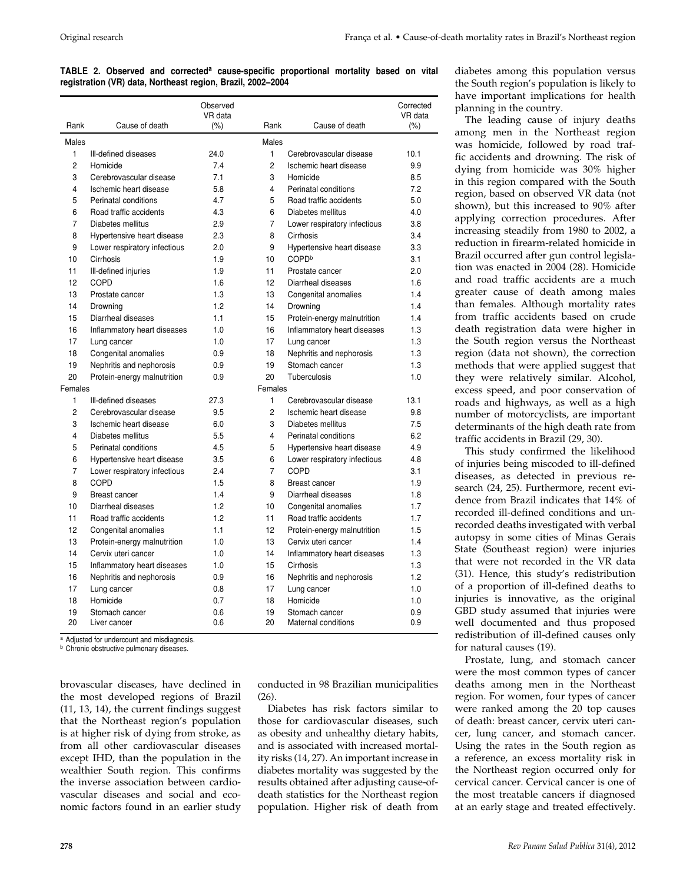**TABLE 2. Observed and corrected[a] cause-specific proportional mortality based on vital registration (VR) data, Northeast region, Brazil, 2002–2004**

| Rank | Cause of death | Observed VR data (%) | Rank | Cause of death | Corrected VR data (%) |
|---|---|---|---|---|---|
| Males | | | Males | | |
| 1 | Ill-defined diseases | 24.0 | 1 | Cerebrovascular disease | 10.1 |
| 2 | Homicide | 7.4 | 2 | Ischemic heart disease | 9.9 |
| 3 | Cerebrovascular disease | 7.1 | 3 | Homicide | 8.5 |
| 4 | Ischemic heart disease | 5.8 | 4 | Perinatal conditions | 7.2 |
| 5 | Perinatal conditions | 4.7 | 5 | Road traffic accidents | 5.0 |
| 6 | Road traffic accidents | 4.3 | 6 | Diabetes mellitus | 4.0 |
| 7 | Diabetes mellitus | 2.9 | 7 | Lower respiratory infectious | 3.8 |
| 8 | Hypertensive heart disease | 2.3 | 8 | Cirrhosis | 3.4 |
| 9 | Lower respiratory infectious | 2.0 | 9 | Hypertensive heart disease | 3.3 |
| 10 | Cirrhosis | 1.9 | 10 | COPD[b] | 3.1 |
| 11 | Ill-defined injuries | 1.9 | 11 | Prostate cancer | 2.0 |
| 12 | COPD | 1.6 | 12 | Diarrheal diseases | 1.6 |
| 13 | Prostate cancer | 1.3 | 13 | Congenital anomalies | 1.4 |
| 14 | Drowning | 1.2 | 14 | Drowning | 1.4 |
| 15 | Diarrheal diseases | 1.1 | 15 | Protein-energy malnutrition | 1.4 |
| 16 | Inflammatory heart diseases | 1.0 | 16 | Inflammatory heart diseases | 1.3 |
| 17 | Lung cancer | 1.0 | 17 | Lung cancer | 1.3 |
| 18 | Congenital anomalies | 0.9 | 18 | Nephritis and nephrosis | 1.3 |
| 19 | Nephritis and nephrosis | 0.9 | 19 | Stomach cancer | 1.3 |
| 20 | Protein-energy malnutrition | 0.9 | 20 | Tuberculosis | 1.0 |
| Females | | | Females | | |
| 1 | Ill-defined diseases | 27.3 | 1 | Cerebrovascular disease | 13.1 |
| 2 | Cerebrovascular disease | 9.5 | 2 | Ischemic heart disease | 9.8 |
| 3 | Ischemic heart disease | 6.0 | 3 | Diabetes mellitus | 7.5 |
| 4 | Diabetes mellitus | 5.5 | 4 | Perinatal conditions | 6.2 |
| 5 | Perinatal conditions | 4.5 | 5 | Hypertensive heart disease | 4.9 |
| 6 | Hypertensive heart disease | 3.5 | 6 | Lower respiratory infectious | 4.8 |
| 7 | Lower respiratory infectious | 2.4 | 7 | COPD | 3.1 |
| 8 | COPD | 1.5 | 8 | Breast cancer | 1.9 |
| 9 | Breast cancer | 1.4 | 9 | Diarrheal diseases | 1.8 |
| 10 | Diarrheal diseases | 1.2 | 10 | Congenital anomalies | 1.7 |
| 11 | Road traffic accidents | 1.2 | 11 | Road traffic accidents | 1.7 |
| 12 | Congenital anomalies | 1.1 | 12 | Protein-energy malnutrition | 1.5 |
| 13 | Protein-energy malnutrition | 1.0 | 13 | Cervix uteri cancer | 1.4 |
| 14 | Cervix uteri cancer | 1.0 | 14 | Inflammatory heart diseases | 1.3 |
| 15 | Inflammatory heart diseases | 1.0 | 15 | Cirrhosis | 1.3 |
| 16 | Nephritis and nephrosis | 0.9 | 16 | Nephritis and nephrosis | 1.2 |
| 17 | Lung cancer | 0.8 | 17 | Lung cancer | 1.0 |
| 18 | Homicide | 0.7 | 18 | Homicide | 1.0 |
| 19 | Stomach cancer | 0.6 | 19 | Stomach cancer | 0.9 |
| 20 | Liver cancer | 0.6 | 20 | Maternal conditions | 0.9 |

[a] Adjusted for undercount and misdiagnosis.
[b] Chronic obstructive pulmonary diseases.

brovascular diseases, have declined in the most developed regions of Brazil (11, 13, 14), the current findings suggest that the Northeast region's population is at higher risk of dying from stroke, as from all other cardiovascular diseases except IHD, than the population in the wealthier South region. This confirms the inverse association between cardiovascular diseases and social and economic factors found in an earlier study conducted in 98 Brazilian municipalities (26).

Diabetes has risk factors similar to those for cardiovascular diseases, such as obesity and unhealthy dietary habits, and is associated with increased mortality risks (14, 27). An important increase in diabetes mortality was suggested by the results obtained after adjusting cause-of-death statistics for the Northeast region population. Higher risk of death from diabetes among this population versus the South region's population is likely to have important implications for health planning in the country.

The leading cause of injury deaths among men in the Northeast region was homicide, followed by road traffic accidents and drowning. The risk of dying from homicide was 30% higher in this region compared with the South region, based on observed VR data (not shown), but this increased to 90% after applying correction procedures. After increasing steadily from 1980 to 2002, a reduction in firearm-related homicide in Brazil occurred after gun control legislation was enacted in 2004 (28). Homicide and road traffic accidents are a much greater cause of death among males than females. Although mortality rates from traffic accidents based on crude death registration data were higher in the South region versus the Northeast region (data not shown), the correction methods that were applied suggest that they were relatively similar. Alcohol, excess speed, and poor conservation of roads and highways, as well as a high number of motorcyclists, are important determinants of the high death rate from traffic accidents in Brazil (29, 30).

This study confirmed the likelihood of injuries being miscoded to ill-defined diseases, as detected in previous research (24, 25). Furthermore, recent evidence from Brazil indicates that 14% of recorded ill-defined conditions and unrecorded deaths investigated with verbal autopsy in some cities of Minas Gerais State (Southeast region) were injuries that were not recorded in the VR data (31). Hence, this study's redistribution of a proportion of ill-defined deaths to injuries is innovative, as the original GBD study assumed that injuries were well documented and thus proposed redistribution of ill-defined causes only for natural causes (19).

Prostate, lung, and stomach cancer were the most common types of cancer deaths among men in the Northeast region. For women, four types of cancer were ranked among the 20 top causes of death: breast cancer, cervix uteri cancer, lung cancer, and stomach cancer. Using the rates in the South region as a reference, an excess mortality risk in the Northeast region occurred only for cervical cancer. Cervical cancer is one of the most treatable cancers if diagnosed at an early stage and treated effectively.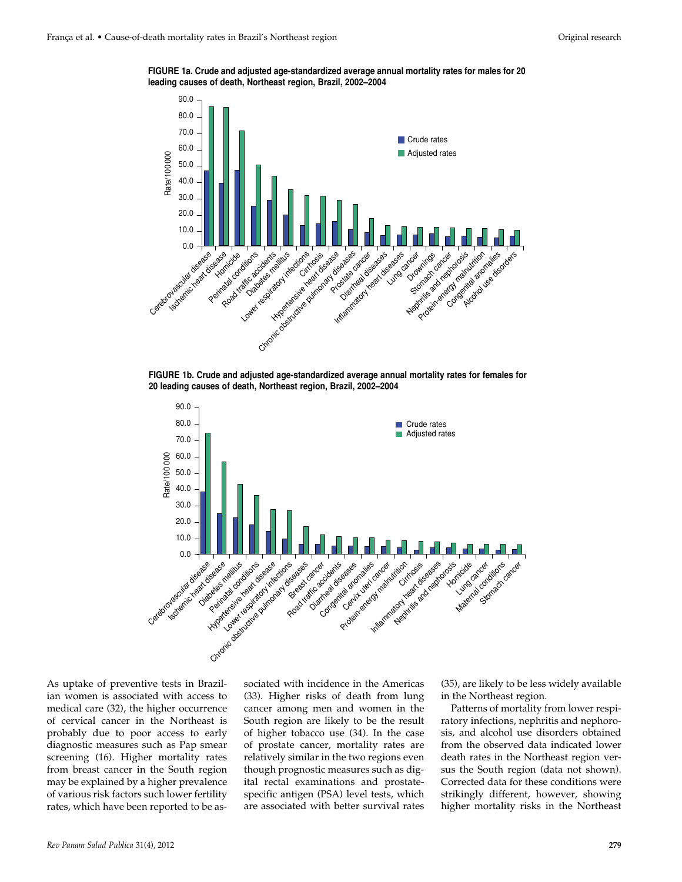**FIGURE 1a. Crude and adjusted age-standardized average annual mortality rates for males for 20 leading causes of death, Northeast region, Brazil, 2002–2004**

**FIGURE 1b. Crude and adjusted age-standardized average annual mortality rates for females for 20 leading causes of death, Northeast region, Brazil, 2002–2004**

As uptake of preventive tests in Brazilian women is associated with access to medical care (32), the higher occurrence of cervical cancer in the Northeast is probably due to poor access to early diagnostic measures such as Pap smear screening (16). Higher mortality rates from breast cancer in the South region may be explained by a higher prevalence of various risk factors such lower fertility rates, which have been reported to be associated with incidence in the Americas (33). Higher risks of death from lung cancer among men and women in the South region are likely to be the result of higher tobacco use (34). In the case of prostate cancer, mortality rates are relatively similar in the two regions even though prognostic measures such as digital rectal examinations and prostate-specific antigen (PSA) level tests, which are associated with better survival rates (35), are likely to be less widely available in the Northeast region.

Patterns of mortality from lower respiratory infections, nephritis and nephorosis, and alcohol use disorders obtained from the observed data indicated lower death rates in the Northeast region versus the South region (data not shown). Corrected data for these conditions were strikingly different, however, showing higher mortality risks in the Northeast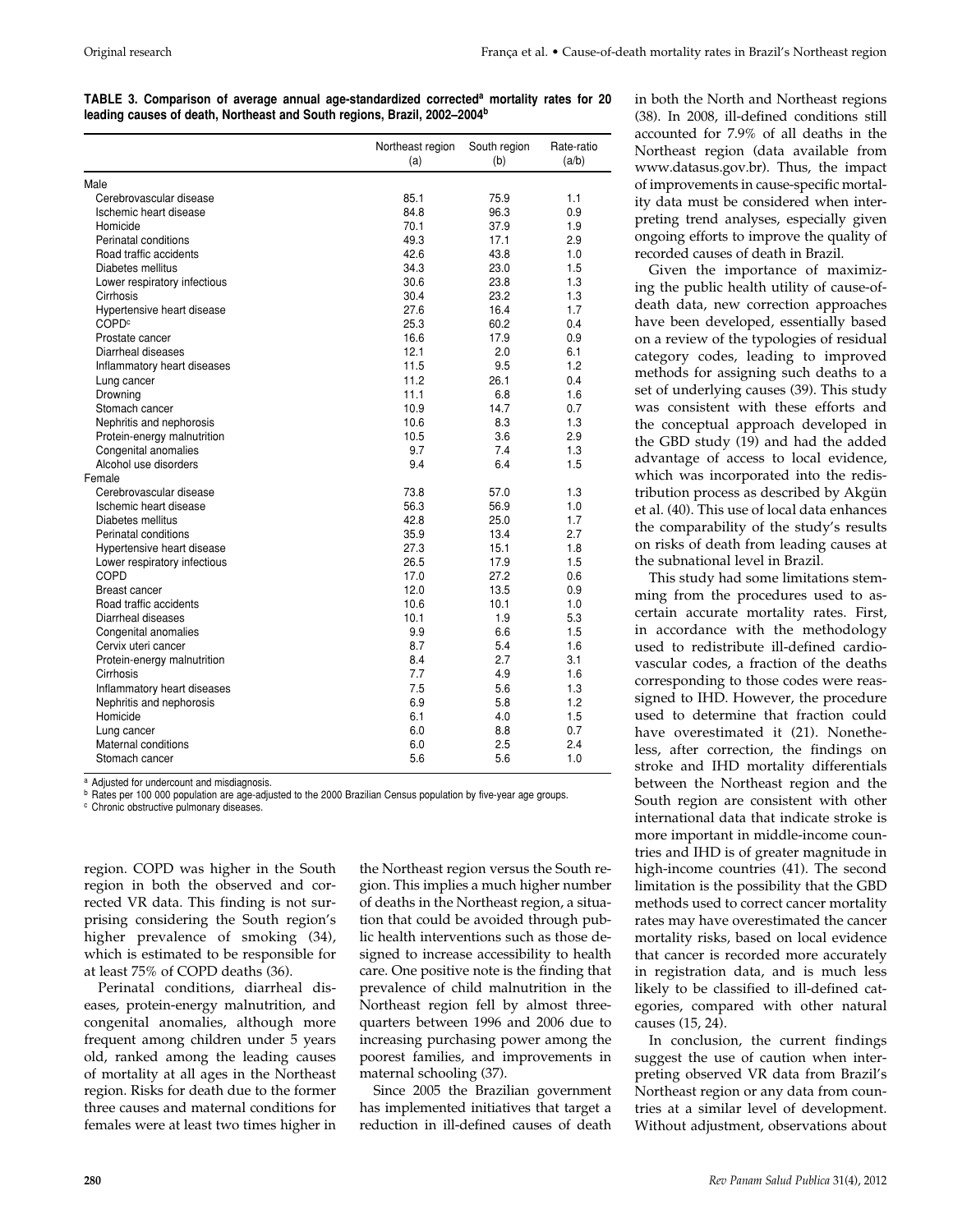**TABLE 3. Comparison of average annual age-standardized corrected[a] mortality rates for 20 leading causes of death, Northeast and South regions, Brazil, 2002–2004[b]**

| | Northeast region (a) | South region (b) | Rate-ratio (a/b) |
|---|---|---|---|
| Male | | | |
| Cerebrovascular disease | 85.1 | 75.9 | 1.1 |
| Ischemic heart disease | 84.8 | 96.3 | 0.9 |
| Homicide | 70.1 | 37.9 | 1.9 |
| Perinatal conditions | 49.3 | 17.1 | 2.9 |
| Road traffic accidents | 42.6 | 43.8 | 1.0 |
| Diabetes mellitus | 34.3 | 23.0 | 1.5 |
| Lower respiratory infectious | 30.6 | 23.8 | 1.3 |
| Cirrhosis | 30.4 | 23.2 | 1.3 |
| Hypertensive heart disease | 27.6 | 16.4 | 1.7 |
| COPD[c] | 25.3 | 60.2 | 0.4 |
| Prostate cancer | 16.6 | 17.9 | 0.9 |
| Diarrheal diseases | 12.1 | 2.0 | 6.1 |
| Inflammatory heart diseases | 11.5 | 9.5 | 1.2 |
| Lung cancer | 11.2 | 26.1 | 0.4 |
| Drowning | 11.1 | 6.8 | 1.6 |
| Stomach cancer | 10.9 | 14.7 | 0.7 |
| Nephritis and nephorosis | 10.6 | 8.3 | 1.3 |
| Protein-energy malnutrition | 10.5 | 3.6 | 2.9 |
| Congenital anomalies | 9.7 | 7.4 | 1.3 |
| Alcohol use disorders | 9.4 | 6.4 | 1.5 |
| Female | | | |
| Cerebrovascular disease | 73.8 | 57.0 | 1.3 |
| Ischemic heart disease | 56.3 | 56.9 | 1.0 |
| Diabetes mellitus | 42.8 | 25.0 | 1.7 |
| Perinatal conditions | 35.9 | 13.4 | 2.7 |
| Hypertensive heart disease | 27.3 | 15.1 | 1.8 |
| Lower respiratory infectious | 26.5 | 17.9 | 1.5 |
| COPD | 17.0 | 27.2 | 0.6 |
| Breast cancer | 12.0 | 13.5 | 0.9 |
| Road traffic accidents | 10.6 | 10.1 | 1.0 |
| Diarrheal diseases | 10.1 | 1.9 | 5.3 |
| Congenital anomalies | 9.9 | 6.6 | 1.5 |
| Cervix uteri cancer | 8.7 | 5.4 | 1.6 |
| Protein-energy malnutrition | 8.4 | 2.7 | 3.1 |
| Cirrhosis | 7.7 | 4.9 | 1.6 |
| Inflammatory heart diseases | 7.5 | 5.6 | 1.3 |
| Nephritis and nephorosis | 6.9 | 5.8 | 1.2 |
| Homicide | 6.1 | 4.0 | 1.5 |
| Lung cancer | 6.0 | 8.8 | 0.7 |
| Maternal conditions | 6.0 | 2.5 | 2.4 |
| Stomach cancer | 5.6 | 5.6 | 1.0 |

[a] Adjusted for undercount and misdiagnosis.
[b] Rates per 100 000 population are age-adjusted to the 2000 Brazilian Census population by five-year age groups.
[c] Chronic obstructive pulmonary diseases.

region. COPD was higher in the South region in both the observed and corrected VR data. This finding is not surprising considering the South region's higher prevalence of smoking (34), which is estimated to be responsible for at least 75% of COPD deaths (36).

Perinatal conditions, diarrheal diseases, protein-energy malnutrition, and congenital anomalies, although more frequent among children under 5 years old, ranked among the leading causes of mortality at all ages in the Northeast region. Risks for death due to the former three causes and maternal conditions for females were at least two times higher in the Northeast region versus the South region. This implies a much higher number of deaths in the Northeast region, a situation that could be avoided through public health interventions such as those designed to increase accessibility to health care. One positive note is the finding that prevalence of child malnutrition in the Northeast region fell by almost three-quarters between 1996 and 2006 due to increasing purchasing power among the poorest families, and improvements in maternal schooling (37).

Since 2005 the Brazilian government has implemented initiatives that target a reduction in ill-defined causes of death in both the North and Northeast regions (38). In 2008, ill-defined conditions still accounted for 7.9% of all deaths in the Northeast region (data available from www.datasus.gov.br). Thus, the impact of improvements in cause-specific mortality data must be considered when interpreting trend analyses, especially given ongoing efforts to improve the quality of recorded causes of death in Brazil.

Given the importance of maximizing the public health utility of cause-of-death data, new correction approaches have been developed, essentially based on a review of the typologies of residual category codes, leading to improved methods for assigning such deaths to a set of underlying causes (39). This study was consistent with these efforts and the conceptual approach developed in the GBD study (19) and had the added advantage of access to local evidence, which was incorporated into the redistribution process as described by Akgün et al. (40). This use of local data enhances the comparability of the study's results on risks of death from leading causes at the subnational level in Brazil.

This study had some limitations stemming from the procedures used to ascertain accurate mortality rates. First, in accordance with the methodology used to redistribute ill-defined cardiovascular codes, a fraction of the deaths corresponding to those codes were reassigned to IHD. However, the procedure used to determine that fraction could have overestimated it (21). Nonetheless, after correction, the findings on stroke and IHD mortality differentials between the Northeast region and the South region are consistent with other international data that indicate stroke is more important in middle-income countries and IHD is of greater magnitude in high-income countries (41). The second limitation is the possibility that the GBD methods used to correct cancer mortality rates may have overestimated the cancer mortality risks, based on local evidence that cancer is recorded more accurately in registration data, and is much less likely to be classified to ill-defined categories, compared with other natural causes (15, 24).

In conclusion, the current findings suggest the use of caution when interpreting observed VR data from Brazil's Northeast region or any data from countries at a similar level of development. Without adjustment, observations about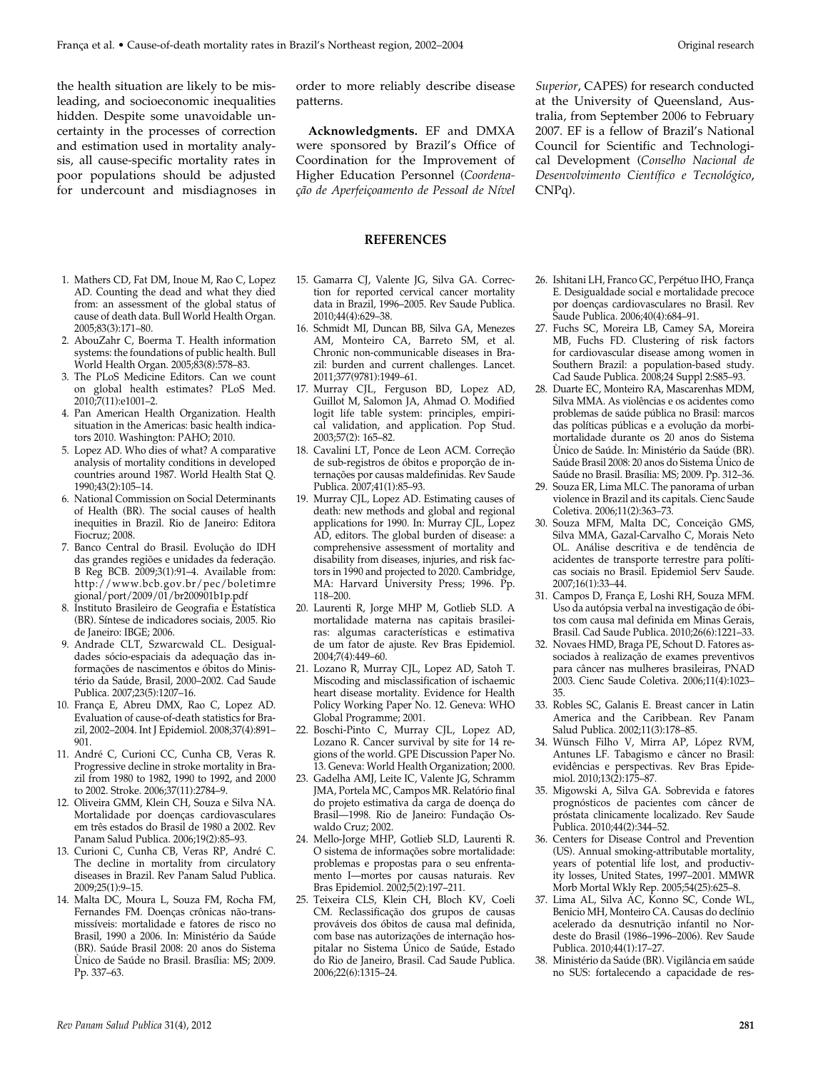the health situation are likely to be misleading, and socioeconomic inequalities hidden. Despite some unavoidable uncertainty in the processes of correction and estimation used in mortality analysis, all cause-specific mortality rates in poor populations should be adjusted for undercount and misdiagnoses in order to more reliably describe disease patterns.

**Acknowledgments.** EF and DMXA were sponsored by Brazil's Office of Coordination for the Improvement of Higher Education Personnel (*Coordenação de Aperfeiçoamento de Pessoal de Nível Superior*, CAPES) for research conducted at the University of Queensland, Australia, from September 2006 to February 2007. EF is a fellow of Brazil's National Council for Scientific and Technological Development (*Conselho Nacional de Desenvolvimento Científico e Tecnológico*, CNPq).

## REFERENCES

1. Mathers CD, Fat DM, Inoue M, Rao C, Lopez AD. Counting the dead and what they died from: an assessment of the global status of cause of death data. Bull World Health Organ. 2005;83(3):171–80.
2. AbouZahr C, Boerma T. Health information systems: the foundations of public health. Bull World Health Organ. 2005;83(8):578–83.
3. The PLoS Medicine Editors. Can we count on global health estimates? PLoS Med. 2010;7(11):e1001–2.
4. Pan American Health Organization. Health situation in the Americas: basic health indicators 2010. Washington: PAHO; 2010.
5. Lopez AD. Who dies of what? A comparative analysis of mortality conditions in developed countries around 1987. World Health Stat Q. 1990;43(2):105–14.
6. National Commission on Social Determinants of Health (BR). The social causes of health inequities in Brazil. Rio de Janeiro: Editora Fiocruz; 2008.
7. Banco Central do Brasil. Evolução do IDH das grandes regiões e unidades da federação. B Reg BCB. 2009;3(1):91–4. Available from: http://www.bcb.gov.br/pec/boletimregional/port/2009/01/br200901b1p.pdf
8. Instituto Brasileiro de Geografia e Estatística (BR). Síntese de indicadores sociais, 2005. Rio de Janeiro: IBGE; 2006.
9. Andrade CLT, Szwarcwald CL. Desigualdades sócio-espaciais da adequação das informações de nascimentos e óbitos do Ministério da Saúde, Brasil, 2000–2002. Cad Saude Publica. 2007;23(5):1207–16.
10. França E, Abreu DMX, Rao C, Lopez AD. Evaluation of cause-of-death statistics for Brazil, 2002–2004. Int J Epidemiol. 2008;37(4):891–901.
11. André C, Curioni CC, Cunha CB, Veras R. Progressive decline in stroke mortality in Brazil from 1980 to 1982, 1990 to 1992, and 2000 to 2002. Stroke. 2006;37(11):2784–9.
12. Oliveira GMM, Klein CH, Souza e Silva NA. Mortalidade por doenças cardiovasculares em três estados do Brasil de 1980 a 2002. Rev Panam Salud Publica. 2006;19(2):85–93.
13. Curioni C, Cunha CB, Veras RP, André C. The decline in mortality from circulatory diseases in Brazil. Rev Panam Salud Publica. 2009;25(1):9–15.
14. Malta DC, Moura L, Souza FM, Rocha FM, Fernandes FM. Doenças crônicas não-transmissíveis: mortalidade e fatores de risco no Brasil, 1990 a 2006. In: Ministério da Saúde (BR). Saúde Brasil 2008: 20 anos do Sistema Único de Saúde no Brasil. Brasília: MS; 2009. Pp. 337–63.
15. Gamarra CJ, Valente JG, Silva GA. Correction for reported cervical cancer mortality data in Brazil, 1996–2005. Rev Saude Publica. 2010;44(4):629–38.
16. Schmidt MI, Duncan BB, Silva GA, Menezes AM, Monteiro CA, Barreto SM, et al. Chronic non-communicable diseases in Brazil: burden and current challenges. Lancet. 2011;377(9781):1949–61.
17. Murray CJL, Ferguson BD, Lopez AD, Guillot M, Salomon JA, Ahmad O. Modified logit life table system: principles, empirical validation, and application. Pop Stud. 2003;57(2): 165–82.
18. Cavalini LT, Ponce de Leon ACM. Correção de sub-registros de óbitos e proporção de internações por causas maldefinidas. Rev Saude Publica. 2007;41(1):85–93.
19. Murray CJL, Lopez AD. Estimating causes of death: new methods and global and regional applications for 1990. In: Murray CJL, Lopez AD, editors. The global burden of disease: a comprehensive assessment of mortality and disability from diseases, injuries, and risk factors in 1990 and projected to 2020. Cambridge, MA: Harvard University Press; 1996. Pp. 118–200.
20. Laurenti R, Jorge MHP M, Gotlieb SLD. A mortalidade materna nas capitais brasileiras: algumas características e estimativa de um fator de ajuste. Rev Bras Epidemiol. 2004;7(4):449–60.
21. Lozano R, Murray CJL, Lopez AD, Satoh T. Miscoding and misclassification of ischaemic heart disease mortality. Evidence for Health Policy Working Paper No. 12. Geneva: WHO Global Programme; 2001.
22. Boschi-Pinto C, Murray CJL, Lopez AD, Lozano R. Cancer survival by site for 14 regions of the world. GPE Discussion Paper No. 13. Geneva: World Health Organization; 2000.
23. Gadelha AMJ, Leite IC, Valente JG, Schramm JMA, Portela MC, Campos MR. Relatório final do projeto estimativa da carga de doença do Brasil—1998. Rio de Janeiro: Fundação Oswaldo Cruz; 2002.
24. Mello-Jorge MHP, Gotlieb SLD, Laurenti R. O sistema de informações sobre mortalidade: problemas e propostas para o seu enfrentamento I—mortes por causas naturais. Rev Bras Epidemiol. 2002;5(2):197–211.
25. Teixeira CLS, Klein CH, Bloch KV, Coeli CM. Reclassificação dos grupos de causas prováveis dos óbitos de causa mal definida, com base nas autorizações de internação hospitalar no Sistema Único de Saúde, Estado do Rio de Janeiro, Brasil. Cad Saude Publica. 2006;22(6):1315–24.
26. Ishitani LH, Franco GC, Perpétuo IHO, França E. Desigualdade social e mortalidade precoce por doenças cardiovasculares no Brasil. Rev Saude Publica. 2006;40(4):684–91.
27. Fuchs SC, Moreira LB, Camey SA, Moreira MB, Fuchs FD. Clustering of risk factors for cardiovascular disease among women in Southern Brazil: a population-based study. Cad Saude Publica. 2008;24 Suppl 2:S85–93.
28. Duarte EC, Monteiro RA, Mascarenhas MDM, Silva MMA. As violências e os acidentes como problemas de saúde pública no Brasil: marcos das políticas públicas e a evolução da morbimortalidade durante os 20 anos do Sistema Ùnico de Saúde. In: Ministério da Saúde (BR). Saúde Brasil 2008: 20 anos do Sistema Ùnico de Saúde no Brasil. Brasília: MS; 2009. Pp. 312–36.
29. Souza ER, Lima MLC. The panorama of urban violence in Brazil and its capitals. Cienc Saude Coletiva. 2006;11(2):363–73.
30. Souza MFM, Malta DC, Conceição GMS, Silva MMA, Gazal-Carvalho C, Morais Neto OL. Análise descritiva e de tendência de acidentes de transporte terrestre para políticas sociais no Brasil. Epidemiol Serv Saude. 2007;16(1):33–44.
31. Campos D, França E, Loshi RH, Souza MFM. Uso da autópsia verbal na investigação de óbitos com causa mal definida em Minas Gerais, Brasil. Cad Saude Publica. 2010;26(6):1221–33.
32. Novaes HMD, Braga PE, Schout D. Fatores associados à realização de exames preventivos para câncer nas mulheres brasileiras, PNAD 2003. Cienc Saude Coletiva. 2006;11(4):1023–35.
33. Robles SC, Galanis E. Breast cancer in Latin America and the Caribbean. Rev Panam Salud Publica. 2002;11(3):178–85.
34. Wünsch Filho V, Mirra AP, López RVM, Antunes LF. Tabagismo e câncer no Brasil: evidências e perspectivas. Rev Bras Epidemiol. 2010;13(2):175–87.
35. Migowski A, Silva GA. Sobrevida e fatores prognósticos de pacientes com câncer de próstata clinicamente localizado. Rev Saude Publica. 2010;44(2):344–52.
36. Centers for Disease Control and Prevention (US). Annual smoking-attributable mortality, years of potential life lost, and productivity losses, United States, 1997–2001. MMWR Morb Mortal Wkly Rep. 2005;54(25):625–8.
37. Lima AL, Silva AC, Konno SC, Conde WL, Benicio MH, Monteiro CA. Causas do declínio acelerado da desnutrição infantil no Nordeste do Brasil (1986–1996–2006). Rev Saude Publica. 2010;44(1):17–27.
38. Ministério da Saúde (BR). Vigilância em saúde no SUS: fortalecendo a capacidade de res-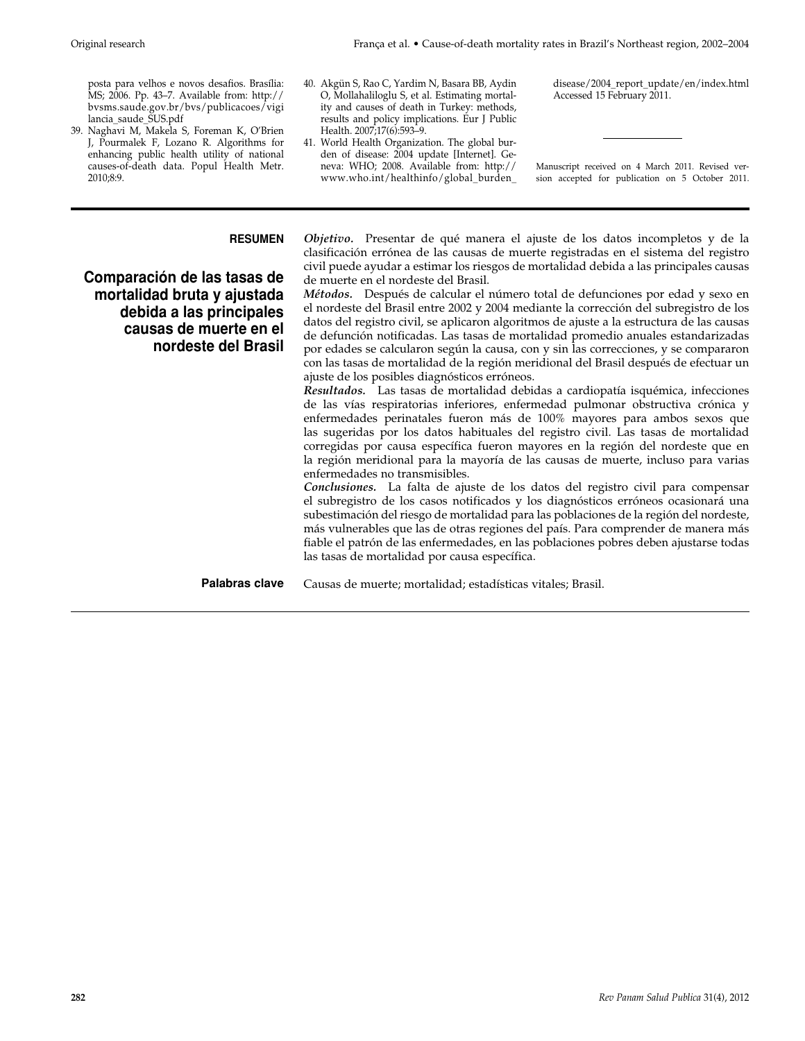posta para velhos e novos desafios. Brasília: MS; 2006. Pp. 43–7. Available from: http://bvsms.saude.gov.br/bvs/publicacoes/vigilancia_saude_SUS.pdf

39. Naghavi M, Makela S, Foreman K, O'Brien J, Pourmalek F, Lozano R. Algorithms for enhancing public health utility of national causes-of-death data. Popul Health Metr. 2010;8:9.

40. Akgün S, Rao C, Yardim N, Basara BB, Aydin O, Mollahaliloglu S, et al. Estimating mortality and causes of death in Turkey: methods, results and policy implications. Eur J Public Health. 2007;17(6):593–9.

41. World Health Organization. The global burden of disease: 2004 update [Internet]. Geneva: WHO; 2008. Available from: http://www.who.int/healthinfo/global_burden_disease/2004_report_update/en/index.html Accessed 15 February 2011.

Manuscript received on 4 March 2011. Revised version accepted for publication on 5 October 2011.

---

**RESUMEN**

## Comparación de las tasas de mortalidad bruta y ajustada debida a las principales causas de muerte en el nordeste del Brasil

***Objetivo.*** Presentar de qué manera el ajuste de los datos incompletos y de la clasificación errónea de las causas de muerte registradas en el sistema del registro civil puede ayudar a estimar los riesgos de mortalidad debida a las principales causas de muerte en el nordeste del Brasil.

***Métodos.*** Después de calcular el número total de defunciones por edad y sexo en el nordeste del Brasil entre 2002 y 2004 mediante la corrección del subregistro de los datos del registro civil, se aplicaron algoritmos de ajuste a la estructura de las causas de defunción notificadas. Las tasas de mortalidad promedio anuales estandarizadas por edades se calcularon según la causa, con y sin las correcciones, y se compararon con las tasas de mortalidad de la región meridional del Brasil después de efectuar un ajuste de los posibles diagnósticos erróneos.

***Resultados.*** Las tasas de mortalidad debidas a cardiopatía isquémica, infecciones de las vías respiratorias inferiores, enfermedad pulmonar obstructiva crónica y enfermedades perinatales fueron más de 100% mayores para ambos sexos que las sugeridas por los datos habituales del registro civil. Las tasas de mortalidad corregidas por causa específica fueron mayores en la región del nordeste que en la región meridional para la mayoría de las causas de muerte, incluso para varias enfermedades no transmisibles.

***Conclusiones.*** La falta de ajuste de los datos del registro civil para compensar el subregistro de los casos notificados y los diagnósticos erróneos ocasionará una subestimación del riesgo de mortalidad para las poblaciones de la región del nordeste, más vulnerables que las de otras regiones del país. Para comprender de manera más fiable el patrón de las enfermedades, en las poblaciones pobres deben ajustarse todas las tasas de mortalidad por causa específica.

**Palabras clave** Causas de muerte; mortalidad; estadísticas vitales; Brasil.